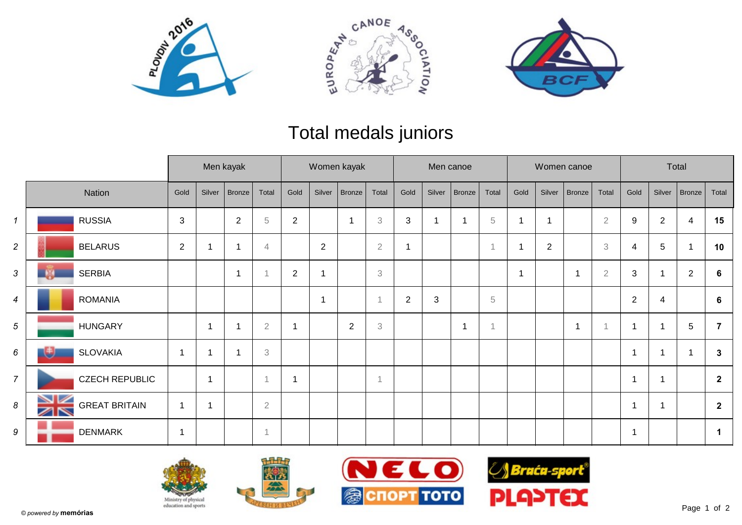# Total medals juniors

| | Nation | Men kayak | | | | Women kayak | | | | Men canoe | | | | Women canoe | | | | Total | | | |
|---|---|---|---|---|---|---|---|---|---|---|---|---|---|---|---|---|---|---|---|---|---|
| | | Gold | Silver | Bronze | Total | Gold | Silver | Bronze | Total | Gold | Silver | Bronze | Total | Gold | Silver | Bronze | Total | Gold | Silver | Bronze | Total |
| *1* | RUSSIA | 3 | | 2 | 5 | 2 | | 1 | 3 | 3 | 1 | 1 | 5 | 1 | 1 | | 2 | 9 | 2 | 4 | **15** |
| *2* | BELARUS | 2 | 1 | 1 | 4 | | 2 | | 2 | 1 | | | 1 | 1 | 2 | | 3 | 4 | 5 | 1 | **10** |
| *3* | SERBIA | | | 1 | 1 | 2 | 1 | | 3 | | | | | 1 | | 1 | 2 | 3 | 1 | 2 | **6** |
| *4* | ROMANIA | | | | | | 1 | | 1 | 2 | 3 | | 5 | | | | | 2 | 4 | | **6** |
| *5* | HUNGARY | | 1 | 1 | 2 | 1 | | 2 | 3 | | | 1 | 1 | | | 1 | 1 | 1 | 1 | 5 | **7** |
| *6* | SLOVAKIA | 1 | 1 | 1 | 3 | | | | | | | | | | | | | 1 | 1 | 1 | **3** |
| *7* | CZECH REPUBLIC | | 1 | | 1 | 1 | | | 1 | | | | | | | | | 1 | 1 | | **2** |
| *8* | GREAT BRITAIN | 1 | 1 | | 2 | | | | | | | | | | | | | 1 | 1 | | **2** |
| *9* | DENMARK | 1 | | | 1 | | | | | | | | | | | | | 1 | | | **1** |

© *powered by* **memórias**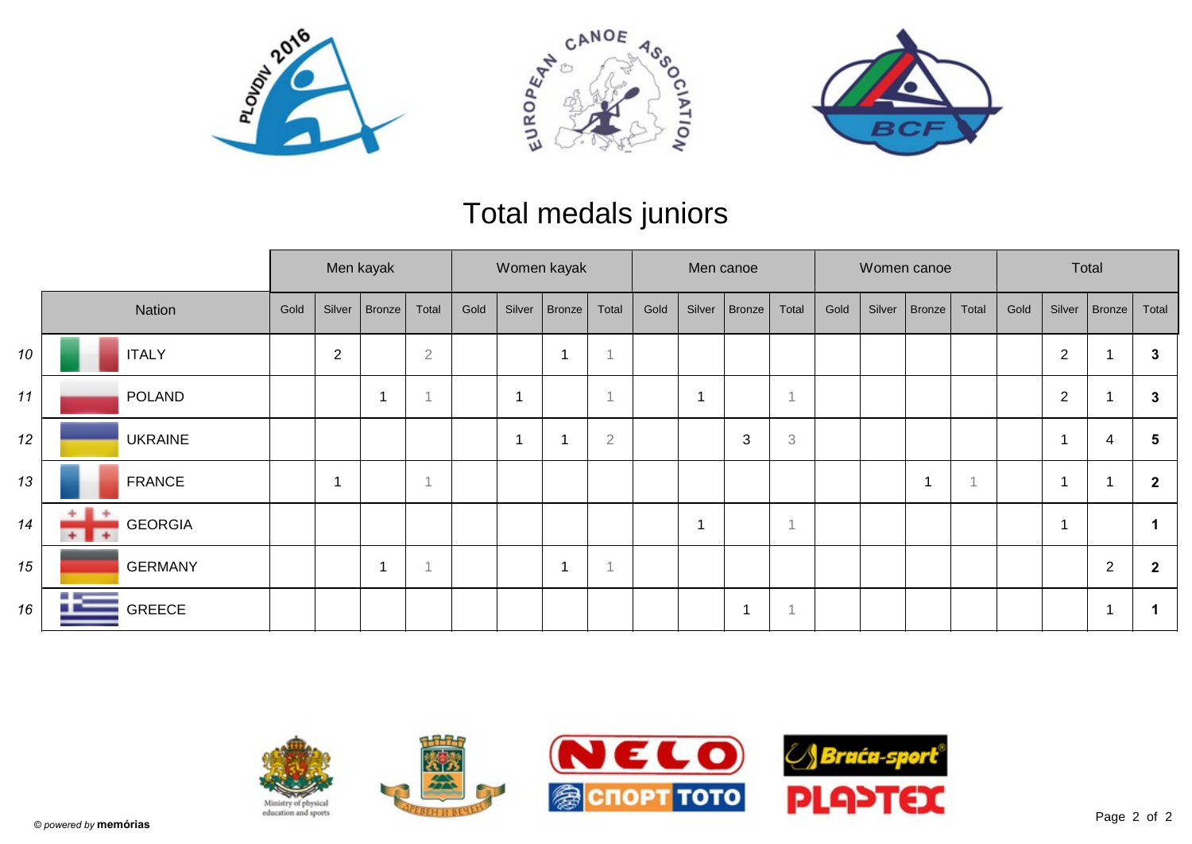# Total medals juniors

| | | Men kayak | | | | Women kayak | | | | Men canoe | | | | Women canoe | | | | Total | | | |
|---|---|---|---|---|---|---|---|---|---|---|---|---|---|---|---|---|---|---|---|---|---|
| | Nation | Gold | Silver | Bronze | Total | Gold | Silver | Bronze | Total | Gold | Silver | Bronze | Total | Gold | Silver | Bronze | Total | Gold | Silver | Bronze | Total |
| *10* | ITALY | | 2 | | 2 | | | 1 | 1 | | | | | | | | | | 2 | 1 | **3** |
| *11* | POLAND | | | 1 | 1 | | 1 | | 1 | | 1 | | 1 | | | | | | 2 | 1 | **3** |
| *12* | UKRAINE | | | | | | 1 | 1 | 2 | | | 3 | 3 | | | | | | 1 | 4 | **5** |
| *13* | FRANCE | | 1 | | 1 | | | | | | | | | | | 1 | 1 | | 1 | 1 | **2** |
| *14* | GEORGIA | | | | | | | | | | 1 | | 1 | | | | | | 1 | | **1** |
| *15* | GERMANY | | | 1 | 1 | | | 1 | 1 | | | | | | | | | | | 2 | **2** |
| *16* | GREECE | | | | | | | | | | | 1 | 1 | | | | | | | 1 | **1** |

© *powered by* **memórias**